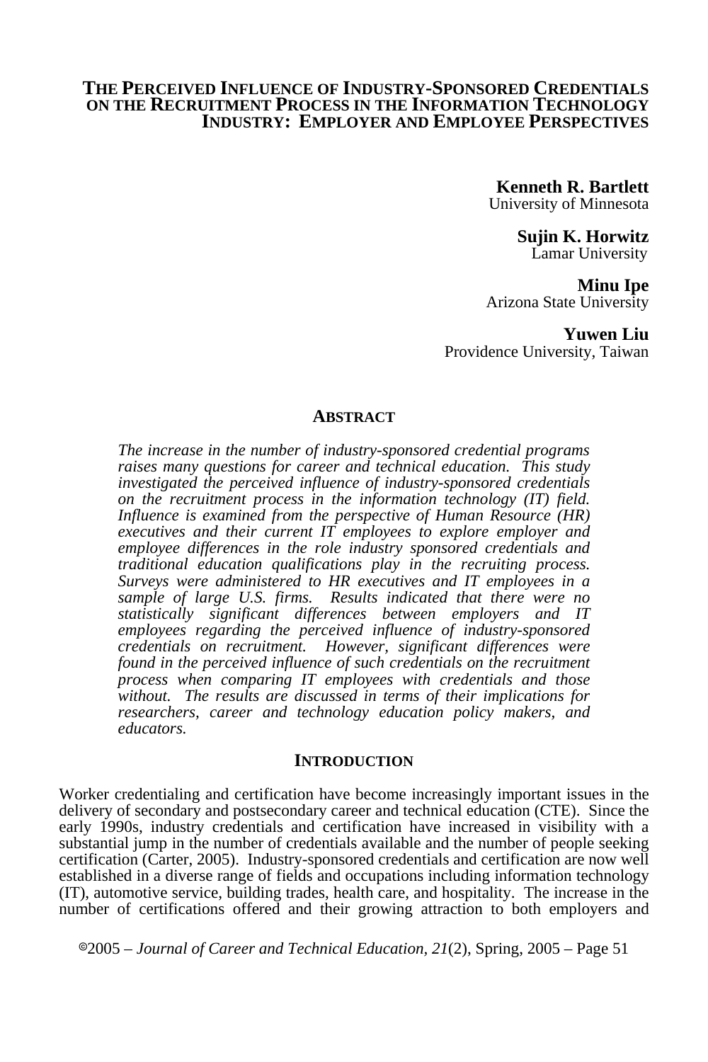# The Perceived Influence of Industry-Sponsored Credentials on the Recruitment Process in the Information Technology Industry: Employer and Employee Perspectives

**Kenneth R. Bartlett**
University of Minnesota

**Sujin K. Horwitz**
Lamar University

**Minu Ipe**
Arizona State University

**Yuwen Liu**
Providence University, Taiwan

## Abstract

*The increase in the number of industry-sponsored credential programs raises many questions for career and technical education. This study investigated the perceived influence of industry-sponsored credentials on the recruitment process in the information technology (IT) field. Influence is examined from the perspective of Human Resource (HR) executives and their current IT employees to explore employer and employee differences in the role industry sponsored credentials and traditional education qualifications play in the recruiting process. Surveys were administered to HR executives and IT employees in a sample of large U.S. firms. Results indicated that there were no statistically significant differences between employers and IT employees regarding the perceived influence of industry-sponsored credentials on recruitment. However, significant differences were found in the perceived influence of such credentials on the recruitment process when comparing IT employees with credentials and those without. The results are discussed in terms of their implications for researchers, career and technology education policy makers, and educators.*

## Introduction

Worker credentialing and certification have become increasingly important issues in the delivery of secondary and postsecondary career and technical education (CTE). Since the early 1990s, industry credentials and certification have increased in visibility with a substantial jump in the number of credentials available and the number of people seeking certification (Carter, 2005). Industry-sponsored credentials and certification are now well established in a diverse range of fields and occupations including information technology (IT), automotive service, building trades, health care, and hospitality. The increase in the number of certifications offered and their growing attraction to both employers and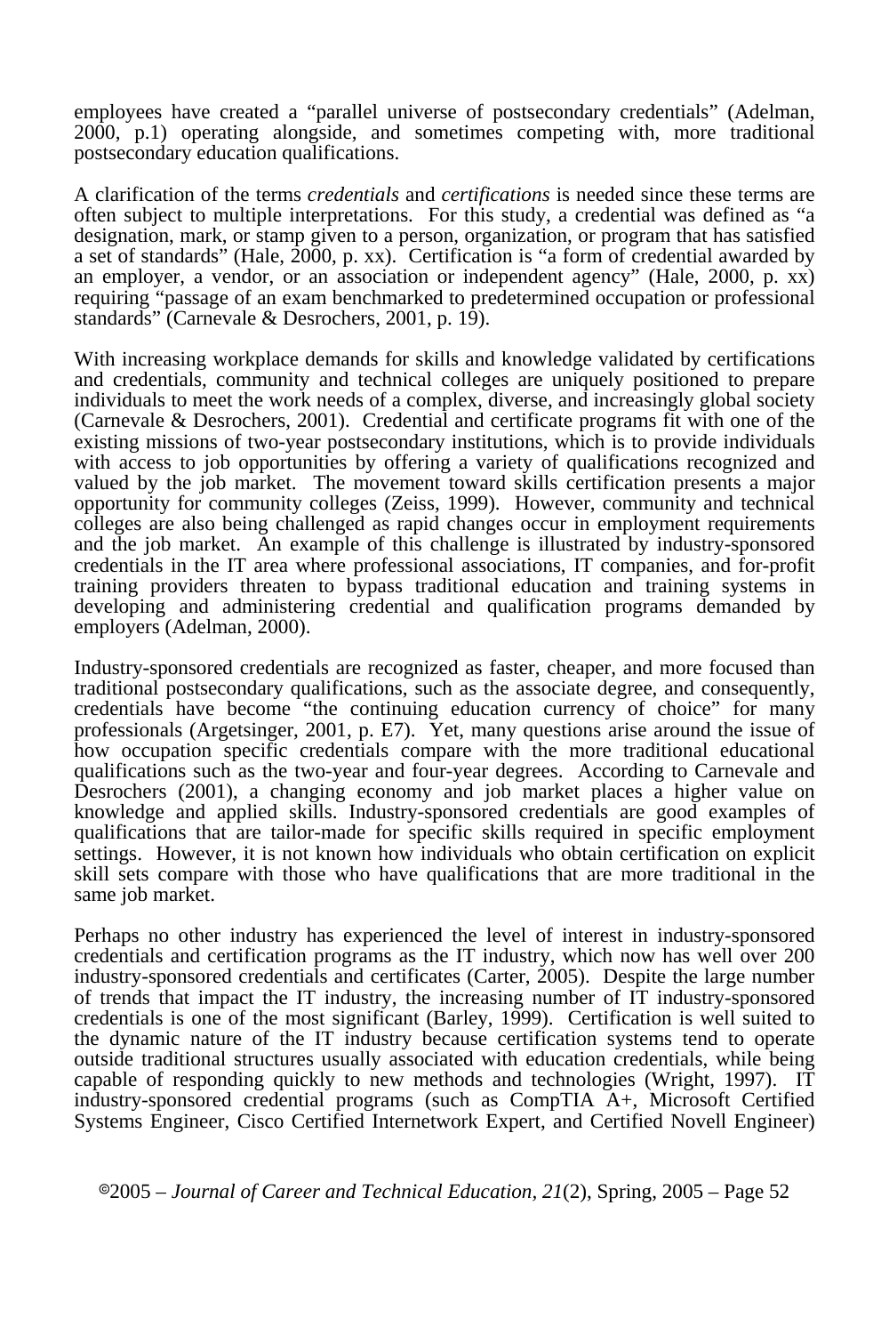employees have created a "parallel universe of postsecondary credentials" (Adelman, 2000, p.1) operating alongside, and sometimes competing with, more traditional postsecondary education qualifications.

A clarification of the terms *credentials* and *certifications* is needed since these terms are often subject to multiple interpretations. For this study, a credential was defined as "a designation, mark, or stamp given to a person, organization, or program that has satisfied a set of standards" (Hale, 2000, p. xx). Certification is "a form of credential awarded by an employer, a vendor, or an association or independent agency" (Hale, 2000, p. xx) requiring "passage of an exam benchmarked to predetermined occupation or professional standards" (Carnevale & Desrochers, 2001, p. 19).

With increasing workplace demands for skills and knowledge validated by certifications and credentials, community and technical colleges are uniquely positioned to prepare individuals to meet the work needs of a complex, diverse, and increasingly global society (Carnevale & Desrochers, 2001). Credential and certificate programs fit with one of the existing missions of two-year postsecondary institutions, which is to provide individuals with access to job opportunities by offering a variety of qualifications recognized and valued by the job market. The movement toward skills certification presents a major opportunity for community colleges (Zeiss, 1999). However, community and technical colleges are also being challenged as rapid changes occur in employment requirements and the job market. An example of this challenge is illustrated by industry-sponsored credentials in the IT area where professional associations, IT companies, and for-profit training providers threaten to bypass traditional education and training systems in developing and administering credential and qualification programs demanded by employers (Adelman, 2000).

Industry-sponsored credentials are recognized as faster, cheaper, and more focused than traditional postsecondary qualifications, such as the associate degree, and consequently, credentials have become "the continuing education currency of choice" for many professionals (Argetsinger, 2001, p. E7). Yet, many questions arise around the issue of how occupation specific credentials compare with the more traditional educational qualifications such as the two-year and four-year degrees. According to Carnevale and Desrochers (2001), a changing economy and job market places a higher value on knowledge and applied skills. Industry-sponsored credentials are good examples of qualifications that are tailor-made for specific skills required in specific employment settings. However, it is not known how individuals who obtain certification on explicit skill sets compare with those who have qualifications that are more traditional in the same job market.

Perhaps no other industry has experienced the level of interest in industry-sponsored credentials and certification programs as the IT industry, which now has well over 200 industry-sponsored credentials and certificates (Carter, 2005). Despite the large number of trends that impact the IT industry, the increasing number of IT industry-sponsored credentials is one of the most significant (Barley, 1999). Certification is well suited to the dynamic nature of the IT industry because certification systems tend to operate outside traditional structures usually associated with education credentials, while being capable of responding quickly to new methods and technologies (Wright, 1997). IT industry-sponsored credential programs (such as CompTIA A+, Microsoft Certified Systems Engineer, Cisco Certified Internetwork Expert, and Certified Novell Engineer)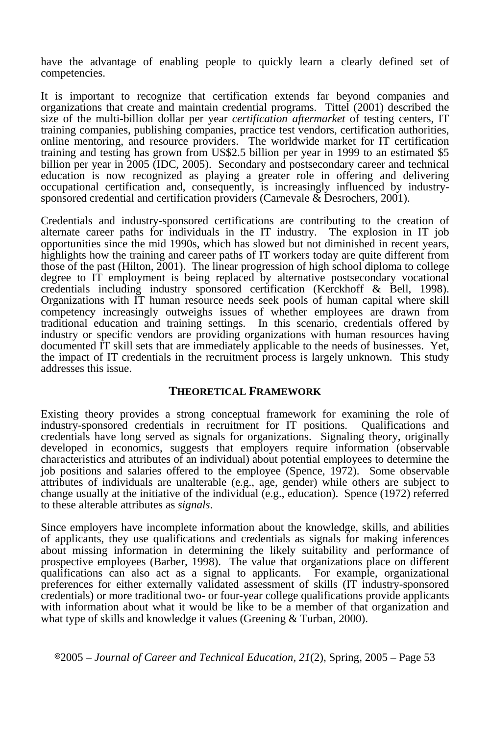have the advantage of enabling people to quickly learn a clearly defined set of competencies.

It is important to recognize that certification extends far beyond companies and organizations that create and maintain credential programs. Tittel (2001) described the size of the multi-billion dollar per year *certification aftermarket* of testing centers, IT training companies, publishing companies, practice test vendors, certification authorities, online mentoring, and resource providers. The worldwide market for IT certification training and testing has grown from US$2.5 billion per year in 1999 to an estimated $5 billion per year in 2005 (IDC, 2005). Secondary and postsecondary career and technical education is now recognized as playing a greater role in offering and delivering occupational certification and, consequently, is increasingly influenced by industry-sponsored credential and certification providers (Carnevale & Desrochers, 2001).

Credentials and industry-sponsored certifications are contributing to the creation of alternate career paths for individuals in the IT industry. The explosion in IT job opportunities since the mid 1990s, which has slowed but not diminished in recent years, highlights how the training and career paths of IT workers today are quite different from those of the past (Hilton, 2001). The linear progression of high school diploma to college degree to IT employment is being replaced by alternative postsecondary vocational credentials including industry sponsored certification (Kerckhoff & Bell, 1998). Organizations with IT human resource needs seek pools of human capital where skill competency increasingly outweighs issues of whether employees are drawn from traditional education and training settings. In this scenario, credentials offered by industry or specific vendors are providing organizations with human resources having documented IT skill sets that are immediately applicable to the needs of businesses. Yet, the impact of IT credentials in the recruitment process is largely unknown. This study addresses this issue.

## THEORETICAL FRAMEWORK

Existing theory provides a strong conceptual framework for examining the role of industry-sponsored credentials in recruitment for IT positions. Qualifications and credentials have long served as signals for organizations. Signaling theory, originally developed in economics, suggests that employers require information (observable characteristics and attributes of an individual) about potential employees to determine the job positions and salaries offered to the employee (Spence, 1972). Some observable attributes of individuals are unalterable (e.g., age, gender) while others are subject to change usually at the initiative of the individual (e.g., education). Spence (1972) referred to these alterable attributes as *signals*.

Since employers have incomplete information about the knowledge, skills, and abilities of applicants, they use qualifications and credentials as signals for making inferences about missing information in determining the likely suitability and performance of prospective employees (Barber, 1998). The value that organizations place on different qualifications can also act as a signal to applicants. For example, organizational preferences for either externally validated assessment of skills (IT industry-sponsored credentials) or more traditional two- or four-year college qualifications provide applicants with information about what it would be like to be a member of that organization and what type of skills and knowledge it values (Greening & Turban, 2000).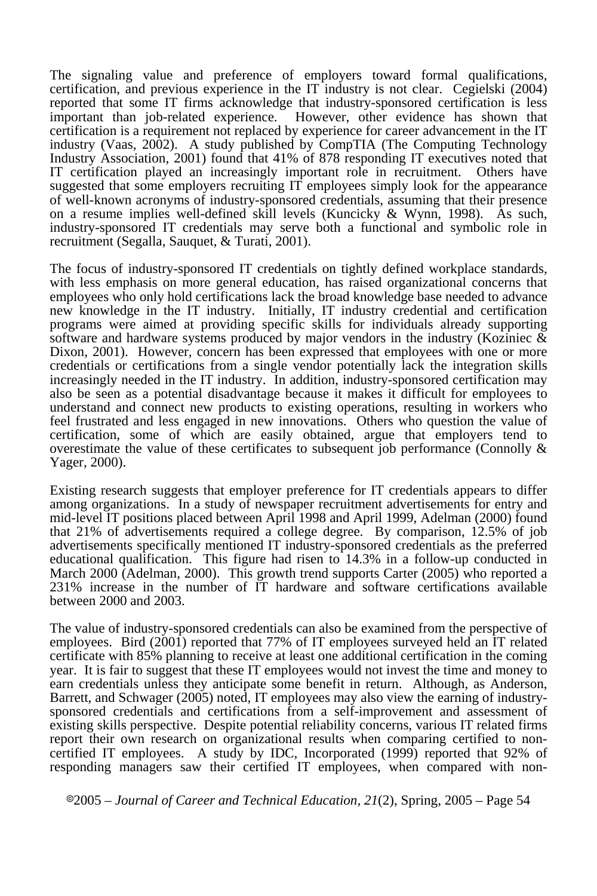The signaling value and preference of employers toward formal qualifications, certification, and previous experience in the IT industry is not clear. Cegielski (2004) reported that some IT firms acknowledge that industry-sponsored certification is less important than job-related experience. However, other evidence has shown that certification is a requirement not replaced by experience for career advancement in the IT industry (Vaas, 2002). A study published by CompTIA (The Computing Technology Industry Association, 2001) found that 41% of 878 responding IT executives noted that IT certification played an increasingly important role in recruitment. Others have suggested that some employers recruiting IT employees simply look for the appearance of well-known acronyms of industry-sponsored credentials, assuming that their presence on a resume implies well-defined skill levels (Kuncicky & Wynn, 1998). As such, industry-sponsored IT credentials may serve both a functional and symbolic role in recruitment (Segalla, Sauquet, & Turati, 2001).

The focus of industry-sponsored IT credentials on tightly defined workplace standards, with less emphasis on more general education, has raised organizational concerns that employees who only hold certifications lack the broad knowledge base needed to advance new knowledge in the IT industry. Initially, IT industry credential and certification programs were aimed at providing specific skills for individuals already supporting software and hardware systems produced by major vendors in the industry (Koziniec & Dixon, 2001). However, concern has been expressed that employees with one or more credentials or certifications from a single vendor potentially lack the integration skills increasingly needed in the IT industry. In addition, industry-sponsored certification may also be seen as a potential disadvantage because it makes it difficult for employees to understand and connect new products to existing operations, resulting in workers who feel frustrated and less engaged in new innovations. Others who question the value of certification, some of which are easily obtained, argue that employers tend to overestimate the value of these certificates to subsequent job performance (Connolly & Yager, 2000).

Existing research suggests that employer preference for IT credentials appears to differ among organizations. In a study of newspaper recruitment advertisements for entry and mid-level IT positions placed between April 1998 and April 1999, Adelman (2000) found that 21% of advertisements required a college degree. By comparison, 12.5% of job advertisements specifically mentioned IT industry-sponsored credentials as the preferred educational qualification. This figure had risen to 14.3% in a follow-up conducted in March 2000 (Adelman, 2000). This growth trend supports Carter (2005) who reported a 231% increase in the number of IT hardware and software certifications available between 2000 and 2003.

The value of industry-sponsored credentials can also be examined from the perspective of employees. Bird (2001) reported that 77% of IT employees surveyed held an IT related certificate with 85% planning to receive at least one additional certification in the coming year. It is fair to suggest that these IT employees would not invest the time and money to earn credentials unless they anticipate some benefit in return. Although, as Anderson, Barrett, and Schwager (2005) noted, IT employees may also view the earning of industry-sponsored credentials and certifications from a self-improvement and assessment of existing skills perspective. Despite potential reliability concerns, various IT related firms report their own research on organizational results when comparing certified to non-certified IT employees. A study by IDC, Incorporated (1999) reported that 92% of responding managers saw their certified IT employees, when compared with non-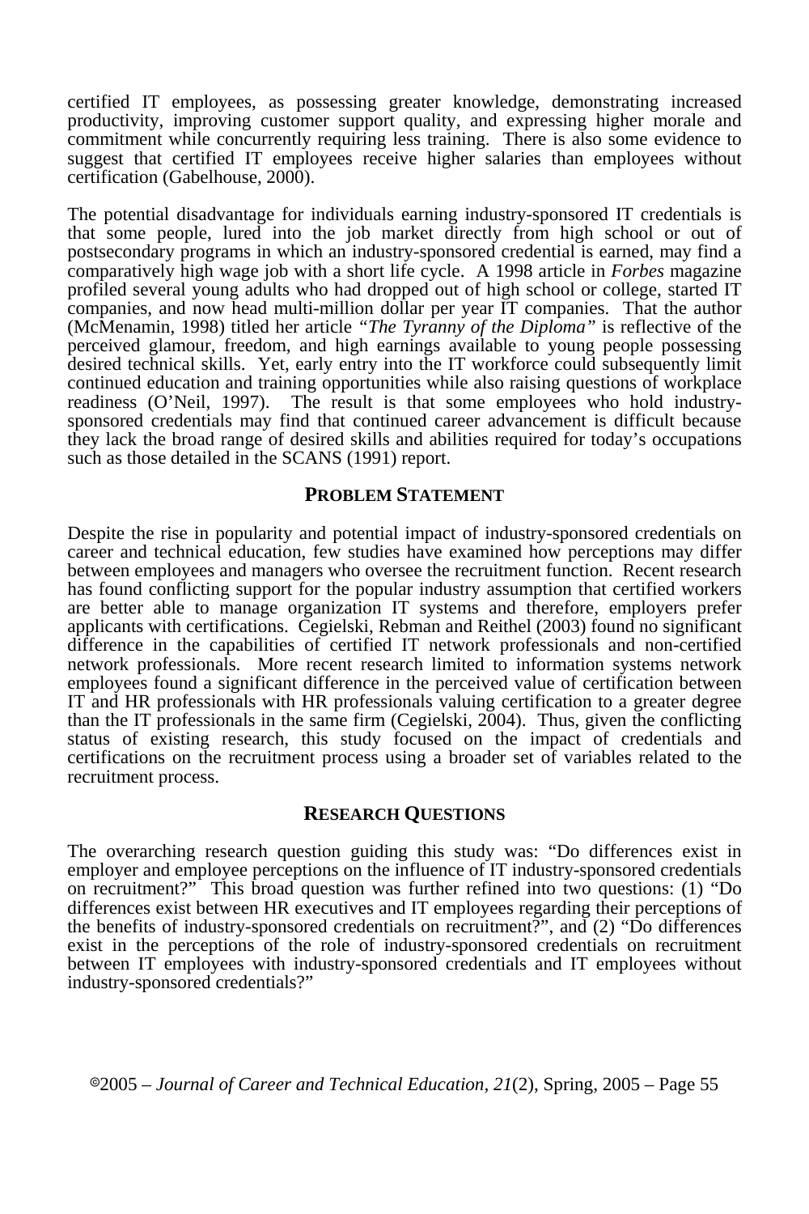certified IT employees, as possessing greater knowledge, demonstrating increased productivity, improving customer support quality, and expressing higher morale and commitment while concurrently requiring less training. There is also some evidence to suggest that certified IT employees receive higher salaries than employees without certification (Gabelhouse, 2000).

The potential disadvantage for individuals earning industry-sponsored IT credentials is that some people, lured into the job market directly from high school or out of postsecondary programs in which an industry-sponsored credential is earned, may find a comparatively high wage job with a short life cycle. A 1998 article in *Forbes* magazine profiled several young adults who had dropped out of high school or college, started IT companies, and now head multi-million dollar per year IT companies. That the author (McMenamin, 1998) titled her article *"The Tyranny of the Diploma"* is reflective of the perceived glamour, freedom, and high earnings available to young people possessing desired technical skills. Yet, early entry into the IT workforce could subsequently limit continued education and training opportunities while also raising questions of workplace readiness (O'Neil, 1997). The result is that some employees who hold industry-sponsored credentials may find that continued career advancement is difficult because they lack the broad range of desired skills and abilities required for today's occupations such as those detailed in the SCANS (1991) report.

## PROBLEM STATEMENT

Despite the rise in popularity and potential impact of industry-sponsored credentials on career and technical education, few studies have examined how perceptions may differ between employees and managers who oversee the recruitment function. Recent research has found conflicting support for the popular industry assumption that certified workers are better able to manage organization IT systems and therefore, employers prefer applicants with certifications. Cegielski, Rebman and Reithel (2003) found no significant difference in the capabilities of certified IT network professionals and non-certified network professionals. More recent research limited to information systems network employees found a significant difference in the perceived value of certification between IT and HR professionals with HR professionals valuing certification to a greater degree than the IT professionals in the same firm (Cegielski, 2004). Thus, given the conflicting status of existing research, this study focused on the impact of credentials and certifications on the recruitment process using a broader set of variables related to the recruitment process.

## RESEARCH QUESTIONS

The overarching research question guiding this study was: "Do differences exist in employer and employee perceptions on the influence of IT industry-sponsored credentials on recruitment?" This broad question was further refined into two questions: (1) "Do differences exist between HR executives and IT employees regarding their perceptions of the benefits of industry-sponsored credentials on recruitment?", and (2) "Do differences exist in the perceptions of the role of industry-sponsored credentials on recruitment between IT employees with industry-sponsored credentials and IT employees without industry-sponsored credentials?"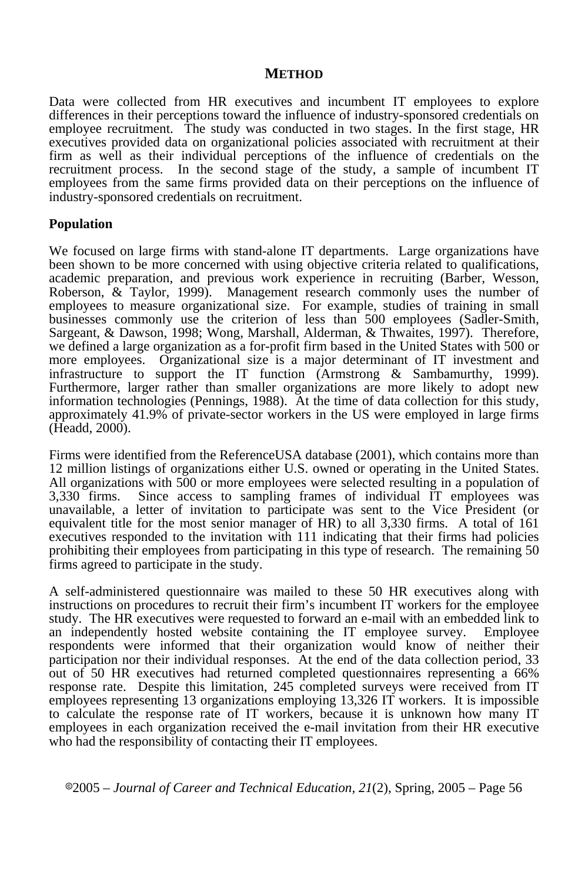## METHOD

Data were collected from HR executives and incumbent IT employees to explore differences in their perceptions toward the influence of industry-sponsored credentials on employee recruitment. The study was conducted in two stages. In the first stage, HR executives provided data on organizational policies associated with recruitment at their firm as well as their individual perceptions of the influence of credentials on the recruitment process. In the second stage of the study, a sample of incumbent IT employees from the same firms provided data on their perceptions on the influence of industry-sponsored credentials on recruitment.

### Population

We focused on large firms with stand-alone IT departments. Large organizations have been shown to be more concerned with using objective criteria related to qualifications, academic preparation, and previous work experience in recruiting (Barber, Wesson, Roberson, & Taylor, 1999). Management research commonly uses the number of employees to measure organizational size. For example, studies of training in small businesses commonly use the criterion of less than 500 employees (Sadler-Smith, Sargeant, & Dawson, 1998; Wong, Marshall, Alderman, & Thwaites, 1997). Therefore, we defined a large organization as a for-profit firm based in the United States with 500 or more employees. Organizational size is a major determinant of IT investment and infrastructure to support the IT function (Armstrong & Sambamurthy, 1999). Furthermore, larger rather than smaller organizations are more likely to adopt new information technologies (Pennings, 1988). At the time of data collection for this study, approximately 41.9% of private-sector workers in the US were employed in large firms (Headd, 2000).

Firms were identified from the ReferenceUSA database (2001), which contains more than 12 million listings of organizations either U.S. owned or operating in the United States. All organizations with 500 or more employees were selected resulting in a population of 3,330 firms. Since access to sampling frames of individual IT employees was unavailable, a letter of invitation to participate was sent to the Vice President (or equivalent title for the most senior manager of HR) to all 3,330 firms. A total of 161 executives responded to the invitation with 111 indicating that their firms had policies prohibiting their employees from participating in this type of research. The remaining 50 firms agreed to participate in the study.

A self-administered questionnaire was mailed to these 50 HR executives along with instructions on procedures to recruit their firm's incumbent IT workers for the employee study. The HR executives were requested to forward an e-mail with an embedded link to an independently hosted website containing the IT employee survey. Employee respondents were informed that their organization would know of neither their participation nor their individual responses. At the end of the data collection period, 33 out of 50 HR executives had returned completed questionnaires representing a 66% response rate. Despite this limitation, 245 completed surveys were received from IT employees representing 13 organizations employing 13,326 IT workers. It is impossible to calculate the response rate of IT workers, because it is unknown how many IT employees in each organization received the e-mail invitation from their HR executive who had the responsibility of contacting their IT employees.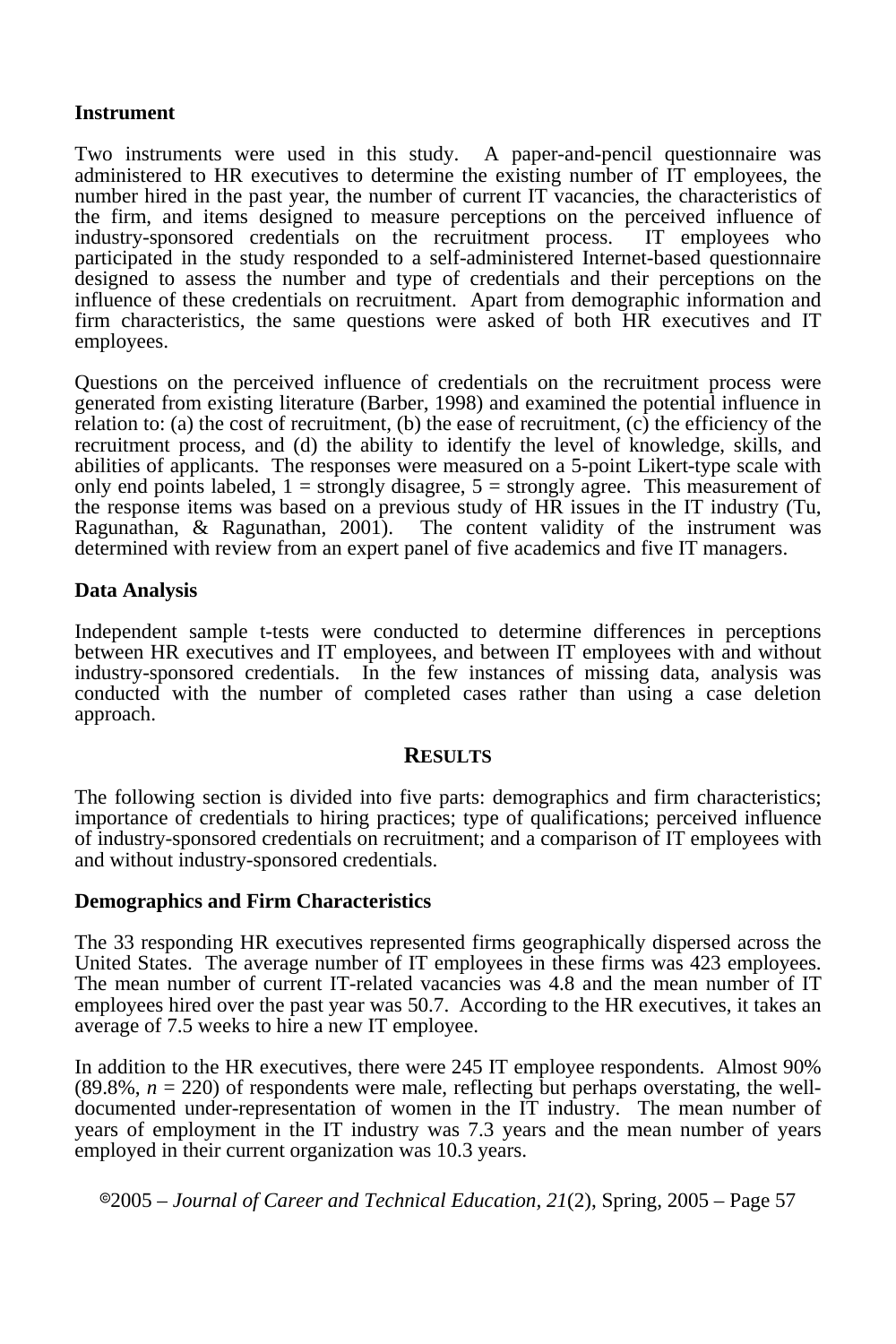**Instrument**

Two instruments were used in this study. A paper-and-pencil questionnaire was administered to HR executives to determine the existing number of IT employees, the number hired in the past year, the number of current IT vacancies, the characteristics of the firm, and items designed to measure perceptions on the perceived influence of industry-sponsored credentials on the recruitment process. IT employees who participated in the study responded to a self-administered Internet-based questionnaire designed to assess the number and type of credentials and their perceptions on the influence of these credentials on recruitment. Apart from demographic information and firm characteristics, the same questions were asked of both HR executives and IT employees.

Questions on the perceived influence of credentials on the recruitment process were generated from existing literature (Barber, 1998) and examined the potential influence in relation to: (a) the cost of recruitment, (b) the ease of recruitment, (c) the efficiency of the recruitment process, and (d) the ability to identify the level of knowledge, skills, and abilities of applicants. The responses were measured on a 5-point Likert-type scale with only end points labeled, 1 = strongly disagree, 5 = strongly agree. This measurement of the response items was based on a previous study of HR issues in the IT industry (Tu, Ragunathan, & Ragunathan, 2001). The content validity of the instrument was determined with review from an expert panel of five academics and five IT managers.

**Data Analysis**

Independent sample t-tests were conducted to determine differences in perceptions between HR executives and IT employees, and between IT employees with and without industry-sponsored credentials. In the few instances of missing data, analysis was conducted with the number of completed cases rather than using a case deletion approach.

## RESULTS

The following section is divided into five parts: demographics and firm characteristics; importance of credentials to hiring practices; type of qualifications; perceived influence of industry-sponsored credentials on recruitment; and a comparison of IT employees with and without industry-sponsored credentials.

**Demographics and Firm Characteristics**

The 33 responding HR executives represented firms geographically dispersed across the United States. The average number of IT employees in these firms was 423 employees. The mean number of current IT-related vacancies was 4.8 and the mean number of IT employees hired over the past year was 50.7. According to the HR executives, it takes an average of 7.5 weeks to hire a new IT employee.

In addition to the HR executives, there were 245 IT employee respondents. Almost 90% (89.8%, $n$ = 220) of respondents were male, reflecting but perhaps overstating, the well-documented under-representation of women in the IT industry. The mean number of years of employment in the IT industry was 7.3 years and the mean number of years employed in their current organization was 10.3 years.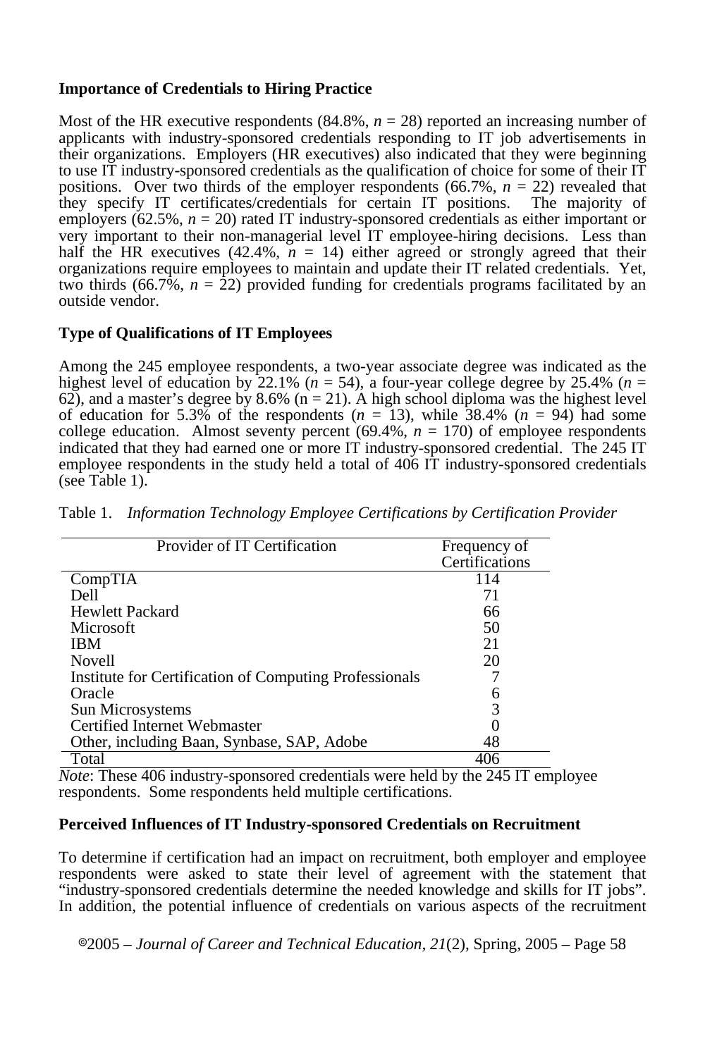**Importance of Credentials to Hiring Practice**

Most of the HR executive respondents (84.8%, $n$ = 28) reported an increasing number of applicants with industry-sponsored credentials responding to IT job advertisements in their organizations. Employers (HR executives) also indicated that they were beginning to use IT industry-sponsored credentials as the qualification of choice for some of their IT positions. Over two thirds of the employer respondents (66.7%, $n$ = 22) revealed that they specify IT certificates/credentials for certain IT positions. The majority of employers (62.5%, $n$ = 20) rated IT industry-sponsored credentials as either important or very important to their non-managerial level IT employee-hiring decisions. Less than half the HR executives (42.4%, $n$ = 14) either agreed or strongly agreed that their organizations require employees to maintain and update their IT related credentials. Yet, two thirds (66.7%, $n$ = 22) provided funding for credentials programs facilitated by an outside vendor.

**Type of Qualifications of IT Employees**

Among the 245 employee respondents, a two-year associate degree was indicated as the highest level of education by 22.1% ($n$ = 54), a four-year college degree by 25.4% ($n$ = 62), and a master's degree by 8.6% (n = 21). A high school diploma was the highest level of education for 5.3% of the respondents ($n$ = 13), while 38.4% ($n$ = 94) had some college education. Almost seventy percent (69.4%, $n$ = 170) of employee respondents indicated that they had earned one or more IT industry-sponsored credential. The 245 IT employee respondents in the study held a total of 406 IT industry-sponsored credentials (see Table 1).

Table 1. *Information Technology Employee Certifications by Certification Provider*

| Provider of IT Certification | Frequency of Certifications |
|---|---|
| CompTIA | 114 |
| Dell | 71 |
| Hewlett Packard | 66 |
| Microsoft | 50 |
| IBM | 21 |
| Novell | 20 |
| Institute for Certification of Computing Professionals | 7 |
| Oracle | 6 |
| Sun Microsystems | 3 |
| Certified Internet Webmaster | 0 |
| Other, including Baan, Synbase, SAP, Adobe | 48 |
| Total | 406 |

*Note*: These 406 industry-sponsored credentials were held by the 245 IT employee respondents. Some respondents held multiple certifications.

**Perceived Influences of IT Industry-sponsored Credentials on Recruitment**

To determine if certification had an impact on recruitment, both employer and employee respondents were asked to state their level of agreement with the statement that "industry-sponsored credentials determine the needed knowledge and skills for IT jobs". In addition, the potential influence of credentials on various aspects of the recruitment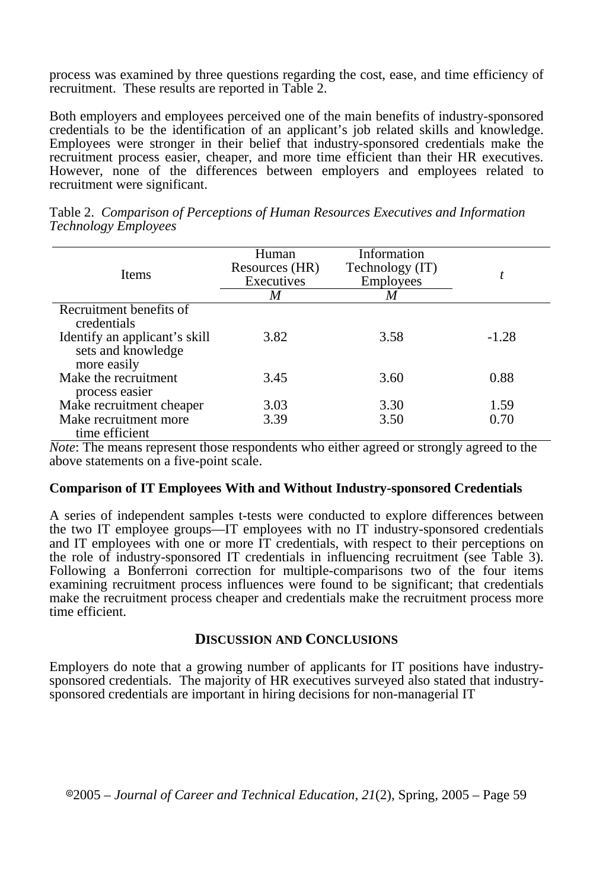process was examined by three questions regarding the cost, ease, and time efficiency of recruitment. These results are reported in Table 2.

Both employers and employees perceived one of the main benefits of industry-sponsored credentials to be the identification of an applicant's job related skills and knowledge. Employees were stronger in their belief that industry-sponsored credentials make the recruitment process easier, cheaper, and more time efficient than their HR executives. However, none of the differences between employers and employees related to recruitment were significant.

Table 2. *Comparison of Perceptions of Human Resources Executives and Information Technology Employees*

| Items | Human Resources (HR) Executives | Information Technology (IT) Employees | *t* |
|---|---|---|---|
| | *M* | *M* | |
| Recruitment benefits of credentials | | | |
| Identify an applicant's skill sets and knowledge more easily | 3.82 | 3.58 | -1.28 |
| Make the recruitment process easier | 3.45 | 3.60 | 0.88 |
| Make recruitment cheaper | 3.03 | 3.30 | 1.59 |
| Make recruitment more time efficient | 3.39 | 3.50 | 0.70 |

*Note*: The means represent those respondents who either agreed or strongly agreed to the above statements on a five-point scale.

**Comparison of IT Employees With and Without Industry-sponsored Credentials**

A series of independent samples t-tests were conducted to explore differences between the two IT employee groups—IT employees with no IT industry-sponsored credentials and IT employees with one or more IT credentials, with respect to their perceptions on the role of industry-sponsored IT credentials in influencing recruitment (see Table 3). Following a Bonferroni correction for multiple-comparisons two of the four items examining recruitment process influences were found to be significant; that credentials make the recruitment process cheaper and credentials make the recruitment process more time efficient.

## Discussion and Conclusions

Employers do note that a growing number of applicants for IT positions have industry-sponsored credentials. The majority of HR executives surveyed also stated that industry-sponsored credentials are important in hiring decisions for non-managerial IT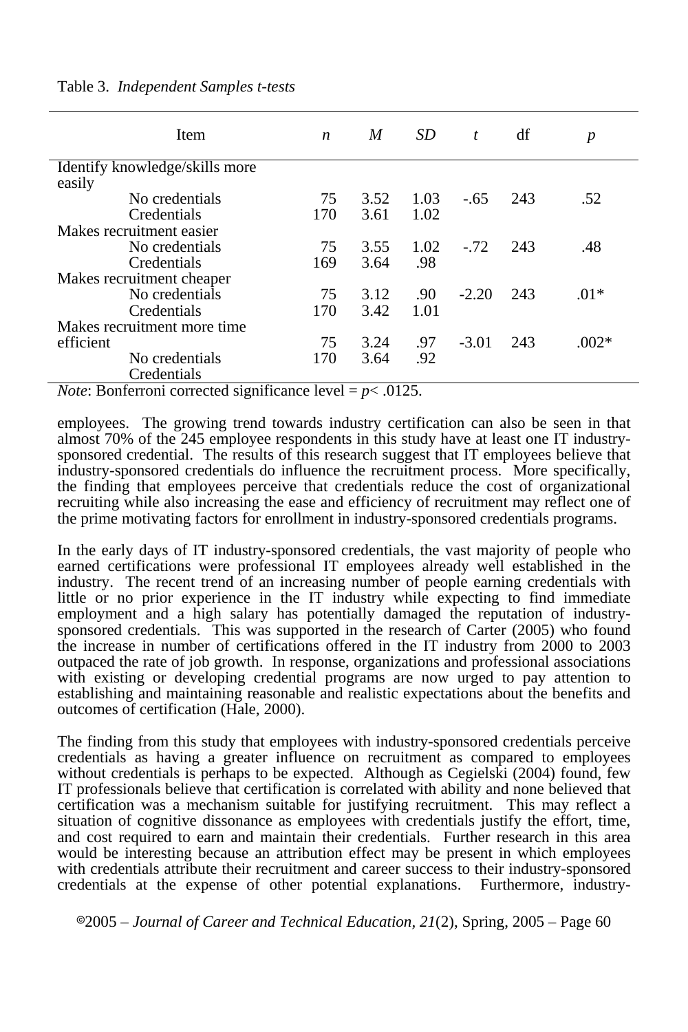Table 3. *Independent Samples t-tests*

| Item | *n* | *M* | *SD* | *t* | df | *p* |
|---|---|---|---|---|---|---|
| Identify knowledge/skills more easily | | | | | | |
| No credentials | 75 | 3.52 | 1.03 | -.65 | 243 | .52 |
| Credentials | 170 | 3.61 | 1.02 | | | |
| Makes recruitment easier | | | | | | |
| No credentials | 75 | 3.55 | 1.02 | -.72 | 243 | .48 |
| Credentials | 169 | 3.64 | .98 | | | |
| Makes recruitment cheaper | | | | | | |
| No credentials | 75 | 3.12 | .90 | -2.20 | 243 | .01* |
| Credentials | 170 | 3.42 | 1.01 | | | |
| Makes recruitment more time efficient | 75 | 3.24 | .97 | -3.01 | 243 | .002* |
| No credentials | 170 | 3.64 | .92 | | | |
| Credentials | | | | | | |

*Note*: Bonferroni corrected significance level = $p < .0125$.

employees. The growing trend towards industry certification can also be seen in that almost 70% of the 245 employee respondents in this study have at least one IT industry-sponsored credential. The results of this research suggest that IT employees believe that industry-sponsored credentials do influence the recruitment process. More specifically, the finding that employees perceive that credentials reduce the cost of organizational recruiting while also increasing the ease and efficiency of recruitment may reflect one of the prime motivating factors for enrollment in industry-sponsored credentials programs.

In the early days of IT industry-sponsored credentials, the vast majority of people who earned certifications were professional IT employees already well established in the industry. The recent trend of an increasing number of people earning credentials with little or no prior experience in the IT industry while expecting to find immediate employment and a high salary has potentially damaged the reputation of industry-sponsored credentials. This was supported in the research of Carter (2005) who found the increase in number of certifications offered in the IT industry from 2000 to 2003 outpaced the rate of job growth. In response, organizations and professional associations with existing or developing credential programs are now urged to pay attention to establishing and maintaining reasonable and realistic expectations about the benefits and outcomes of certification (Hale, 2000).

The finding from this study that employees with industry-sponsored credentials perceive credentials as having a greater influence on recruitment as compared to employees without credentials is perhaps to be expected. Although as Cegielski (2004) found, few IT professionals believe that certification is correlated with ability and none believed that certification was a mechanism suitable for justifying recruitment. This may reflect a situation of cognitive dissonance as employees with credentials justify the effort, time, and cost required to earn and maintain their credentials. Further research in this area would be interesting because an attribution effect may be present in which employees with credentials attribute their recruitment and career success to their industry-sponsored credentials at the expense of other potential explanations. Furthermore, industry-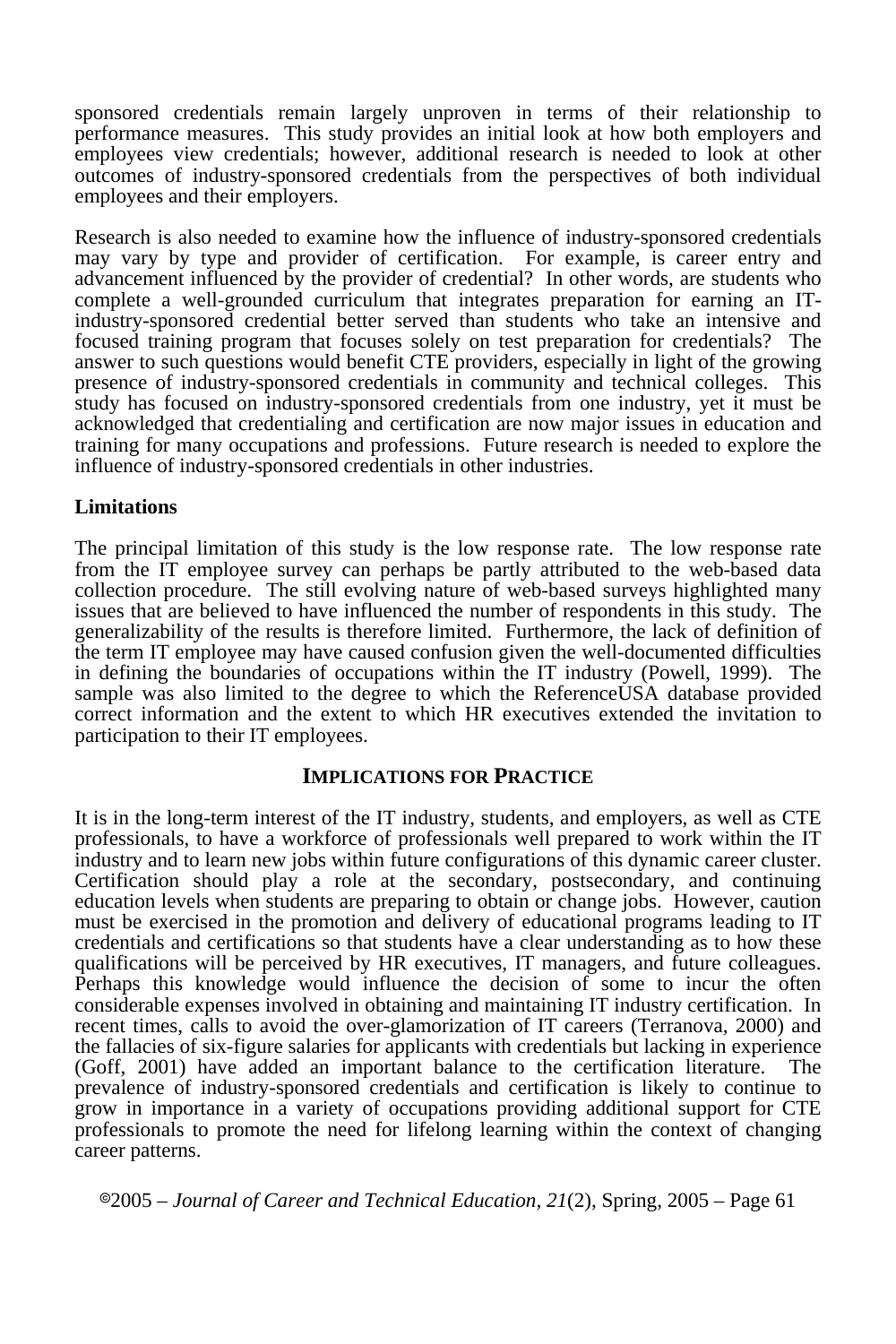sponsored credentials remain largely unproven in terms of their relationship to performance measures. This study provides an initial look at how both employers and employees view credentials; however, additional research is needed to look at other outcomes of industry-sponsored credentials from the perspectives of both individual employees and their employers.

Research is also needed to examine how the influence of industry-sponsored credentials may vary by type and provider of certification. For example, is career entry and advancement influenced by the provider of credential? In other words, are students who complete a well-grounded curriculum that integrates preparation for earning an IT-industry-sponsored credential better served than students who take an intensive and focused training program that focuses solely on test preparation for credentials? The answer to such questions would benefit CTE providers, especially in light of the growing presence of industry-sponsored credentials in community and technical colleges. This study has focused on industry-sponsored credentials from one industry, yet it must be acknowledged that credentialing and certification are now major issues in education and training for many occupations and professions. Future research is needed to explore the influence of industry-sponsored credentials in other industries.

**Limitations**

The principal limitation of this study is the low response rate. The low response rate from the IT employee survey can perhaps be partly attributed to the web-based data collection procedure. The still evolving nature of web-based surveys highlighted many issues that are believed to have influenced the number of respondents in this study. The generalizability of the results is therefore limited. Furthermore, the lack of definition of the term IT employee may have caused confusion given the well-documented difficulties in defining the boundaries of occupations within the IT industry (Powell, 1999). The sample was also limited to the degree to which the ReferenceUSA database provided correct information and the extent to which HR executives extended the invitation to participation to their IT employees.

## IMPLICATIONS FOR PRACTICE

It is in the long-term interest of the IT industry, students, and employers, as well as CTE professionals, to have a workforce of professionals well prepared to work within the IT industry and to learn new jobs within future configurations of this dynamic career cluster. Certification should play a role at the secondary, postsecondary, and continuing education levels when students are preparing to obtain or change jobs. However, caution must be exercised in the promotion and delivery of educational programs leading to IT credentials and certifications so that students have a clear understanding as to how these qualifications will be perceived by HR executives, IT managers, and future colleagues. Perhaps this knowledge would influence the decision of some to incur the often considerable expenses involved in obtaining and maintaining IT industry certification. In recent times, calls to avoid the over-glamorization of IT careers (Terranova, 2000) and the fallacies of six-figure salaries for applicants with credentials but lacking in experience (Goff, 2001) have added an important balance to the certification literature. The prevalence of industry-sponsored credentials and certification is likely to continue to grow in importance in a variety of occupations providing additional support for CTE professionals to promote the need for lifelong learning within the context of changing career patterns.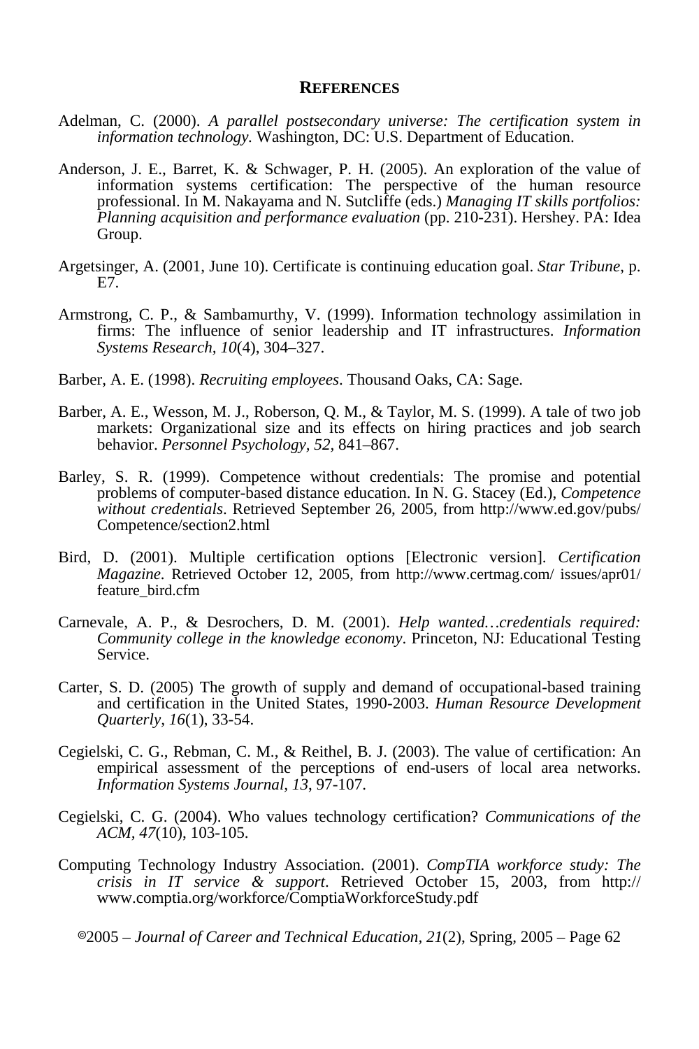## REFERENCES

Adelman, C. (2000). *A parallel postsecondary universe: The certification system in information technology.* Washington, DC: U.S. Department of Education.

Anderson, J. E., Barret, K. & Schwager, P. H. (2005). An exploration of the value of information systems certification: The perspective of the human resource professional. In M. Nakayama and N. Sutcliffe (eds.) *Managing IT skills portfolios: Planning acquisition and performance evaluation* (pp. 210-231). Hershey. PA: Idea Group.

Argetsinger, A. (2001, June 10). Certificate is continuing education goal. *Star Tribune*, p. E7.

Armstrong, C. P., & Sambamurthy, V. (1999). Information technology assimilation in firms: The influence of senior leadership and IT infrastructures. *Information Systems Research, 10*(4), 304–327.

Barber, A. E. (1998). *Recruiting employees*. Thousand Oaks, CA: Sage.

Barber, A. E., Wesson, M. J., Roberson, Q. M., & Taylor, M. S. (1999). A tale of two job markets: Organizational size and its effects on hiring practices and job search behavior. *Personnel Psychology, 52*, 841–867.

Barley, S. R. (1999). Competence without credentials: The promise and potential problems of computer-based distance education. In N. G. Stacey (Ed.), *Competence without credentials*. Retrieved September 26, 2005, from http://www.ed.gov/pubs/ Competence/section2.html

Bird, D. (2001). Multiple certification options [Electronic version]. *Certification Magazine*. Retrieved October 12, 2005, from http://www.certmag.com/ issues/apr01/ feature_bird.cfm

Carnevale, A. P., & Desrochers, D. M. (2001). *Help wanted…credentials required: Community college in the knowledge economy*. Princeton, NJ: Educational Testing Service.

Carter, S. D. (2005) The growth of supply and demand of occupational-based training and certification in the United States, 1990-2003. *Human Resource Development Quarterly, 16*(1), 33-54.

Cegielski, C. G., Rebman, C. M., & Reithel, B. J. (2003). The value of certification: An empirical assessment of the perceptions of end-users of local area networks. *Information Systems Journal, 13*, 97-107.

Cegielski, C. G. (2004). Who values technology certification? *Communications of the ACM, 47*(10), 103-105.

Computing Technology Industry Association. (2001). *CompTIA workforce study: The crisis in IT service & support*. Retrieved October 15, 2003, from http:// www.comptia.org/workforce/ComptiaWorkforceStudy.pdf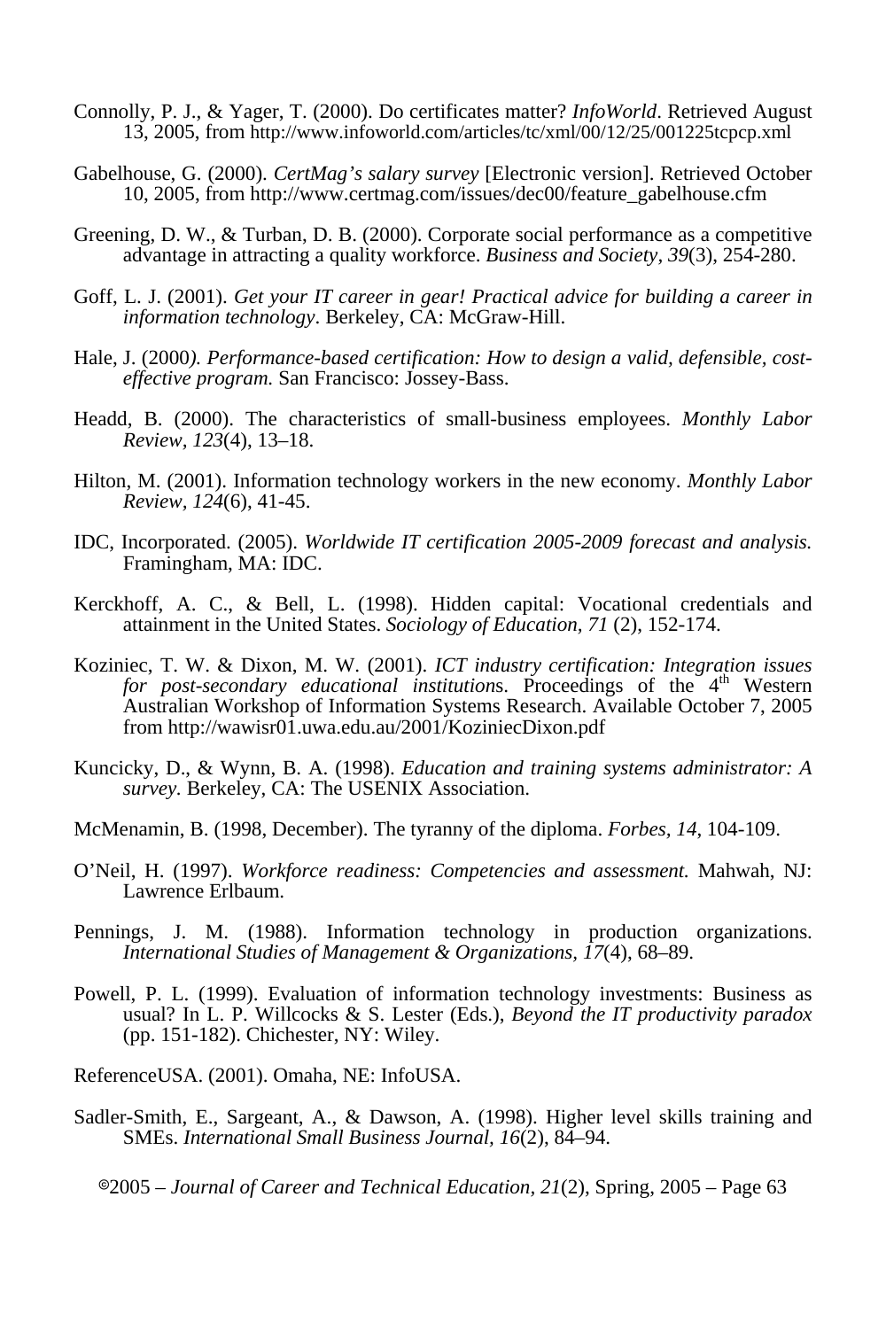Connolly, P. J., & Yager, T. (2000). Do certificates matter? *InfoWorld*. Retrieved August 13, 2005, from http://www.infoworld.com/articles/tc/xml/00/12/25/001225tcpcp.xml

Gabelhouse, G. (2000). *CertMag's salary survey* [Electronic version]. Retrieved October 10, 2005, from http://www.certmag.com/issues/dec00/feature_gabelhouse.cfm

Greening, D. W., & Turban, D. B. (2000). Corporate social performance as a competitive advantage in attracting a quality workforce. *Business and Society, 39*(3), 254-280.

Goff, L. J. (2001). *Get your IT career in gear! Practical advice for building a career in information technology*. Berkeley, CA: McGraw-Hill.

Hale, J. (2000*). Performance-based certification: How to design a valid, defensible, cost-effective program.* San Francisco: Jossey-Bass.

Headd, B. (2000). The characteristics of small-business employees. *Monthly Labor Review, 123*(4), 13–18.

Hilton, M. (2001). Information technology workers in the new economy. *Monthly Labor Review, 124*(6), 41-45.

IDC, Incorporated. (2005). *Worldwide IT certification 2005-2009 forecast and analysis.* Framingham, MA: IDC.

Kerckhoff, A. C., & Bell, L. (1998). Hidden capital: Vocational credentials and attainment in the United States. *Sociology of Education, 71* (2), 152-174.

Koziniec, T. W. & Dixon, M. W. (2001). *ICT industry certification: Integration issues for post-secondary educational institution*s. Proceedings of the 4th Western Australian Workshop of Information Systems Research. Available October 7, 2005 from http://wawisr01.uwa.edu.au/2001/KoziniecDixon.pdf

Kuncicky, D., & Wynn, B. A. (1998). *Education and training systems administrator: A survey.* Berkeley, CA: The USENIX Association.

McMenamin, B. (1998, December). The tyranny of the diploma. *Forbes, 14*, 104-109.

O'Neil, H. (1997). *Workforce readiness: Competencies and assessment.* Mahwah, NJ: Lawrence Erlbaum.

Pennings, J. M. (1988). Information technology in production organizations. *International Studies of Management & Organizations, 17*(4), 68–89.

Powell, P. L. (1999). Evaluation of information technology investments: Business as usual? In L. P. Willcocks & S. Lester (Eds.), *Beyond the IT productivity paradox* (pp. 151-182). Chichester, NY: Wiley.

ReferenceUSA. (2001). Omaha, NE: InfoUSA.

Sadler-Smith, E., Sargeant, A., & Dawson, A. (1998). Higher level skills training and SMEs. *International Small Business Journal, 16*(2), 84–94.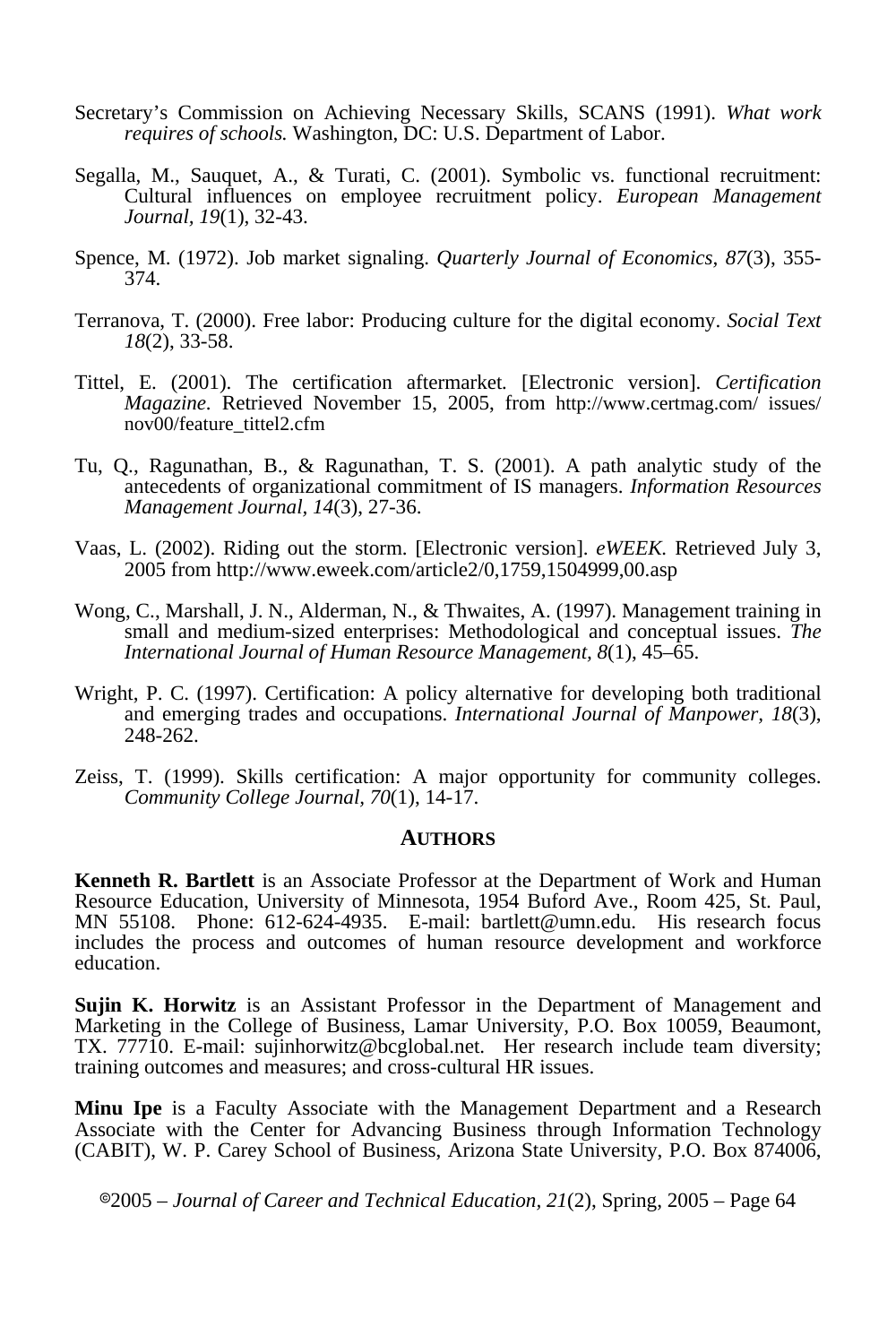Secretary's Commission on Achieving Necessary Skills, SCANS (1991). *What work requires of schools.* Washington, DC: U.S. Department of Labor.

Segalla, M., Sauquet, A., & Turati, C. (2001). Symbolic vs. functional recruitment: Cultural influences on employee recruitment policy. *European Management Journal*, *19*(1), 32-43.

Spence, M. (1972). Job market signaling. *Quarterly Journal of Economics*, *87*(3), 355-374.

Terranova, T. (2000). Free labor: Producing culture for the digital economy. *Social Text 18*(2), 33-58.

Tittel, E. (2001). The certification aftermarket. [Electronic version]. *Certification Magazine*. Retrieved November 15, 2005, from http://www.certmag.com/ issues/ nov00/feature_tittel2.cfm

Tu, Q., Ragunathan, B., & Ragunathan, T. S. (2001). A path analytic study of the antecedents of organizational commitment of IS managers. *Information Resources Management Journal, 14*(3), 27-36.

Vaas, L. (2002). Riding out the storm. [Electronic version]. *eWEEK*. Retrieved July 3, 2005 from http://www.eweek.com/article2/0,1759,1504999,00.asp

Wong, C., Marshall, J. N., Alderman, N., & Thwaites, A. (1997). Management training in small and medium-sized enterprises: Methodological and conceptual issues. *The International Journal of Human Resource Management, 8*(1), 45–65.

Wright, P. C. (1997). Certification: A policy alternative for developing both traditional and emerging trades and occupations. *International Journal of Manpower, 18*(3), 248-262.

Zeiss, T. (1999). Skills certification: A major opportunity for community colleges. *Community College Journal*, *70*(1), 14-17.

## AUTHORS

**Kenneth R. Bartlett** is an Associate Professor at the Department of Work and Human Resource Education, University of Minnesota, 1954 Buford Ave., Room 425, St. Paul, MN 55108. Phone: 612-624-4935. E-mail: bartlett@umn.edu. His research focus includes the process and outcomes of human resource development and workforce education.

**Sujin K. Horwitz** is an Assistant Professor in the Department of Management and Marketing in the College of Business, Lamar University, P.O. Box 10059, Beaumont, TX. 77710. E-mail: sujinhorwitz@bcglobal.net. Her research include team diversity; training outcomes and measures; and cross-cultural HR issues.

**Minu Ipe** is a Faculty Associate with the Management Department and a Research Associate with the Center for Advancing Business through Information Technology (CABIT), W. P. Carey School of Business, Arizona State University, P.O. Box 874006,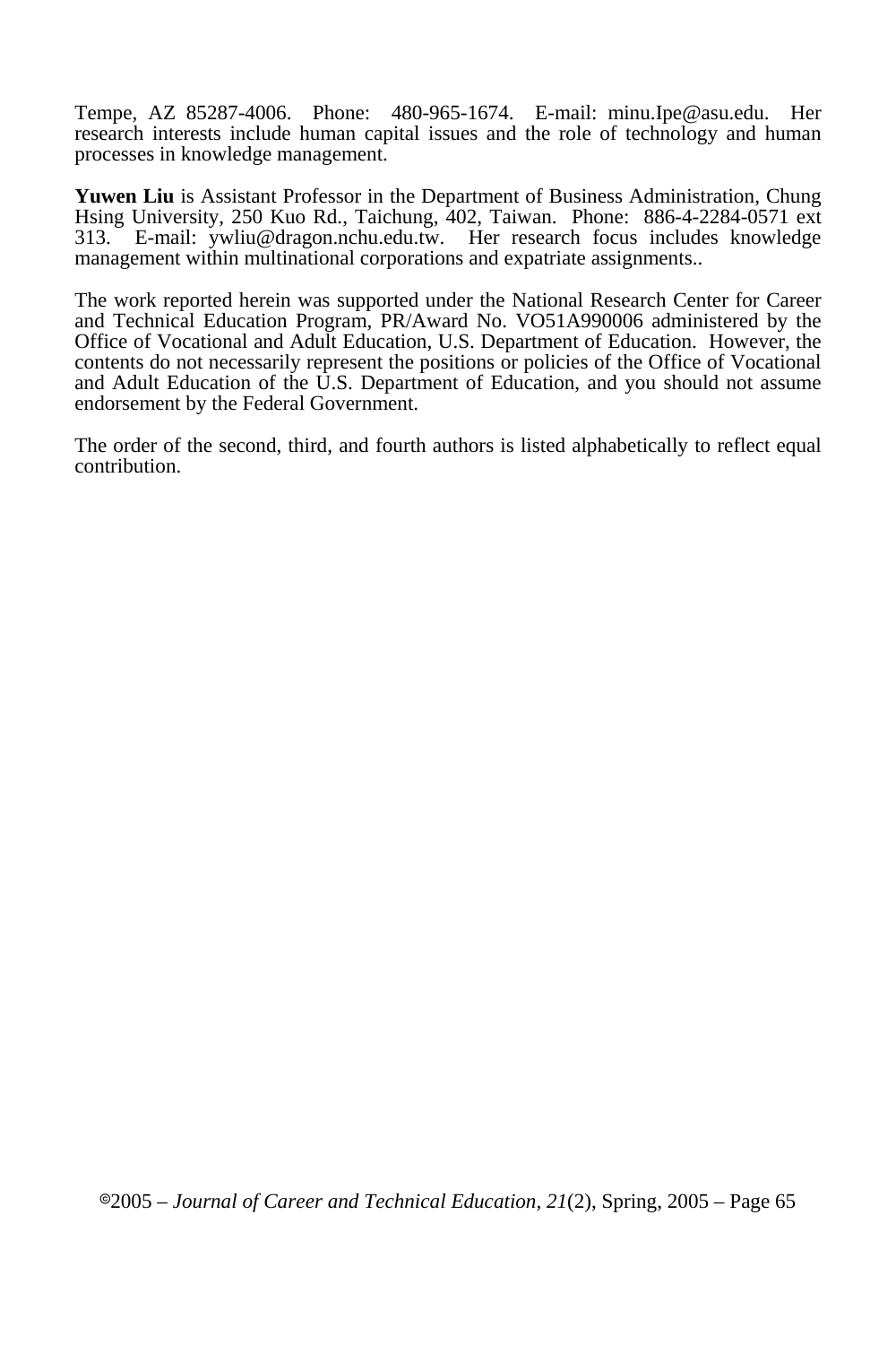Tempe, AZ 85287-4006. Phone: 480-965-1674. E-mail: minu.Ipe@asu.edu. Her research interests include human capital issues and the role of technology and human processes in knowledge management.

**Yuwen Liu** is Assistant Professor in the Department of Business Administration, Chung Hsing University, 250 Kuo Rd., Taichung, 402, Taiwan. Phone: 886-4-2284-0571 ext 313. E-mail: ywliu@dragon.nchu.edu.tw. Her research focus includes knowledge management within multinational corporations and expatriate assignments..

The work reported herein was supported under the National Research Center for Career and Technical Education Program, PR/Award No. VO51A990006 administered by the Office of Vocational and Adult Education, U.S. Department of Education. However, the contents do not necessarily represent the positions or policies of the Office of Vocational and Adult Education of the U.S. Department of Education, and you should not assume endorsement by the Federal Government.

The order of the second, third, and fourth authors is listed alphabetically to reflect equal contribution.